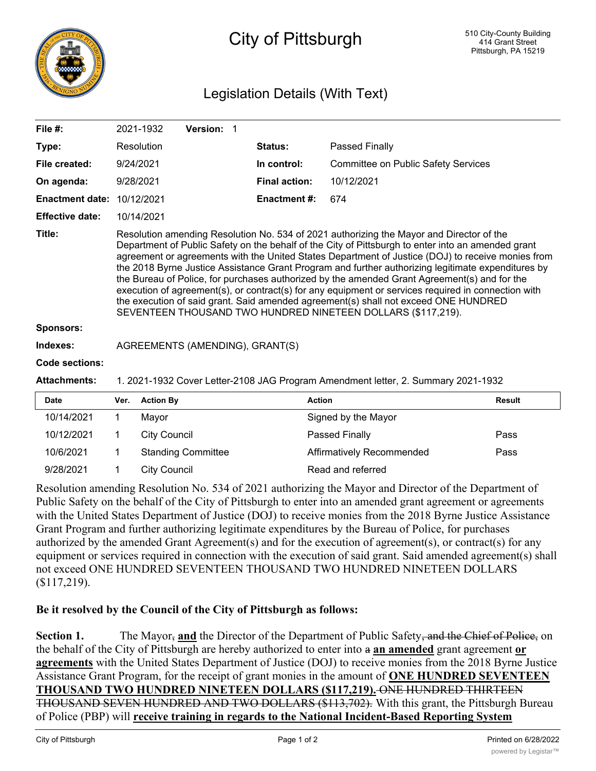# City of Pittsburgh

510 City-County Building
414 Grant Street
Pittsburgh, PA 15219

## Legislation Details (With Text)

| | | | |
|---|---|---|---|
| **File #:** | 2021-1932 **Version:** 1 | | |
| **Type:** | Resolution | **Status:** | Passed Finally |
| **File created:** | 9/24/2021 | **In control:** | Committee on Public Safety Services |
| **On agenda:** | 9/28/2021 | **Final action:** | 10/12/2021 |
| **Enactment date:** | 10/12/2021 | **Enactment #:** | 674 |
| **Effective date:** | 10/14/2021 | | |

**Title:** Resolution amending Resolution No. 534 of 2021 authorizing the Mayor and Director of the Department of Public Safety on the behalf of the City of Pittsburgh to enter into an amended grant agreement or agreements with the United States Department of Justice (DOJ) to receive monies from the 2018 Byrne Justice Assistance Grant Program and further authorizing legitimate expenditures by the Bureau of Police, for purchases authorized by the amended Grant Agreement(s) and for the execution of agreement(s), or contract(s) for any equipment or services required in connection with the execution of said grant. Said amended agreement(s) shall not exceed ONE HUNDRED SEVENTEEN THOUSAND TWO HUNDRED NINETEEN DOLLARS ($117,219).

**Sponsors:**

**Indexes:** AGREEMENTS (AMENDING), GRANT(S)

**Code sections:**

**Attachments:** 1. 2021-1932 Cover Letter-2108 JAG Program Amendment letter, 2. Summary 2021-1932

| Date | Ver. | Action By | Action | Result |
|---|---|---|---|---|
| 10/14/2021 | 1 | Mayor | Signed by the Mayor | |
| 10/12/2021 | 1 | City Council | Passed Finally | Pass |
| 10/6/2021 | 1 | Standing Committee | Affirmatively Recommended | Pass |
| 9/28/2021 | 1 | City Council | Read and referred | |

Resolution amending Resolution No. 534 of 2021 authorizing the Mayor and Director of the Department of Public Safety on the behalf of the City of Pittsburgh to enter into an amended grant agreement or agreements with the United States Department of Justice (DOJ) to receive monies from the 2018 Byrne Justice Assistance Grant Program and further authorizing legitimate expenditures by the Bureau of Police, for purchases authorized by the amended Grant Agreement(s) and for the execution of agreement(s), or contract(s) for any equipment or services required in connection with the execution of said grant. Said amended agreement(s) shall not exceed ONE HUNDRED SEVENTEEN THOUSAND TWO HUNDRED NINETEEN DOLLARS ($117,219).

**Be it resolved by the Council of the City of Pittsburgh as follows:**

**Section 1.** The Mayor~~,~~ **and** the Director of the Department of Public Safety~~, and the Chief of Police,~~ on the behalf of the City of Pittsburgh are hereby authorized to enter into ~~a~~ **an amended** grant agreement **or agreements** with the United States Department of Justice (DOJ) to receive monies from the 2018 Byrne Justice Assistance Grant Program, for the receipt of grant monies in the amount of **ONE HUNDRED SEVENTEEN THOUSAND TWO HUNDRED NINETEEN DOLLARS ($117,219).** ~~ONE HUNDRED THIRTEEN THOUSAND SEVEN HUNDRED AND TWO DOLLARS ($113,702).~~ With this grant, the Pittsburgh Bureau of Police (PBP) will **receive training in regards to the National Incident-Based Reporting System**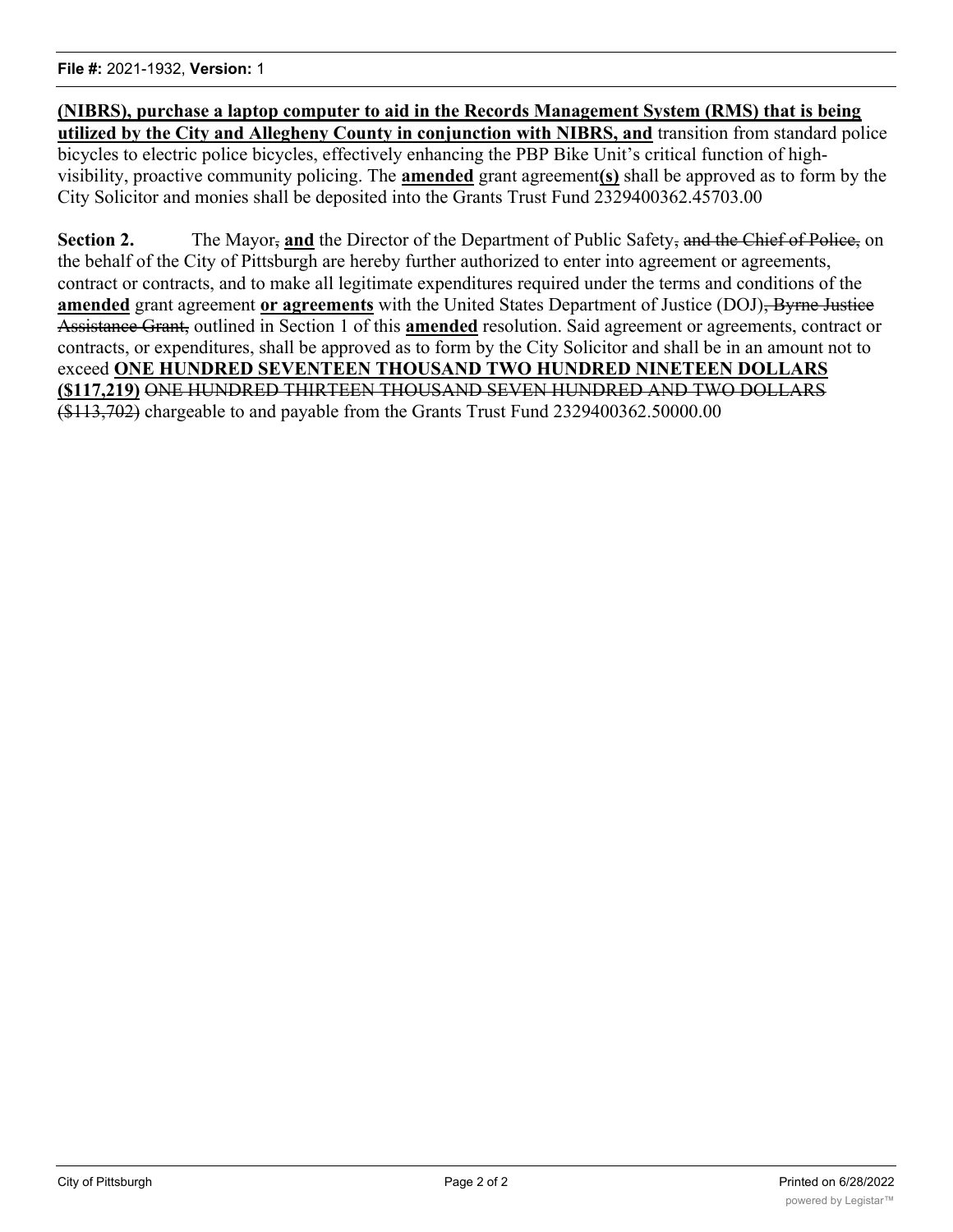**(NIBRS), purchase a laptop computer to aid in the Records Management System (RMS) that is being utilized by the City and Allegheny County in conjunction with NIBRS, and** transition from standard police bicycles to electric police bicycles, effectively enhancing the PBP Bike Unit's critical function of high-visibility, proactive community policing. The **amended** grant agreement**(s)** shall be approved as to form by the City Solicitor and monies shall be deposited into the Grants Trust Fund 2329400362.45703.00

**Section 2.** The Mayor~~,~~ **and** the Director of the Department of Public Safety~~, and the Chief of Police,~~ on the behalf of the City of Pittsburgh are hereby further authorized to enter into agreement or agreements, contract or contracts, and to make all legitimate expenditures required under the terms and conditions of the **amended** grant agreement **or agreements** with the United States Department of Justice (DOJ)~~, Byrne Justice Assistance Grant,~~ outlined in Section 1 of this **amended** resolution. Said agreement or agreements, contract or contracts, or expenditures, shall be approved as to form by the City Solicitor and shall be in an amount not to exceed **ONE HUNDRED SEVENTEEN THOUSAND TWO HUNDRED NINETEEN DOLLARS ($117,219)** ~~ONE HUNDRED THIRTEEN THOUSAND SEVEN HUNDRED AND TWO DOLLARS ($113,702)~~ chargeable to and payable from the Grants Trust Fund 2329400362.50000.00